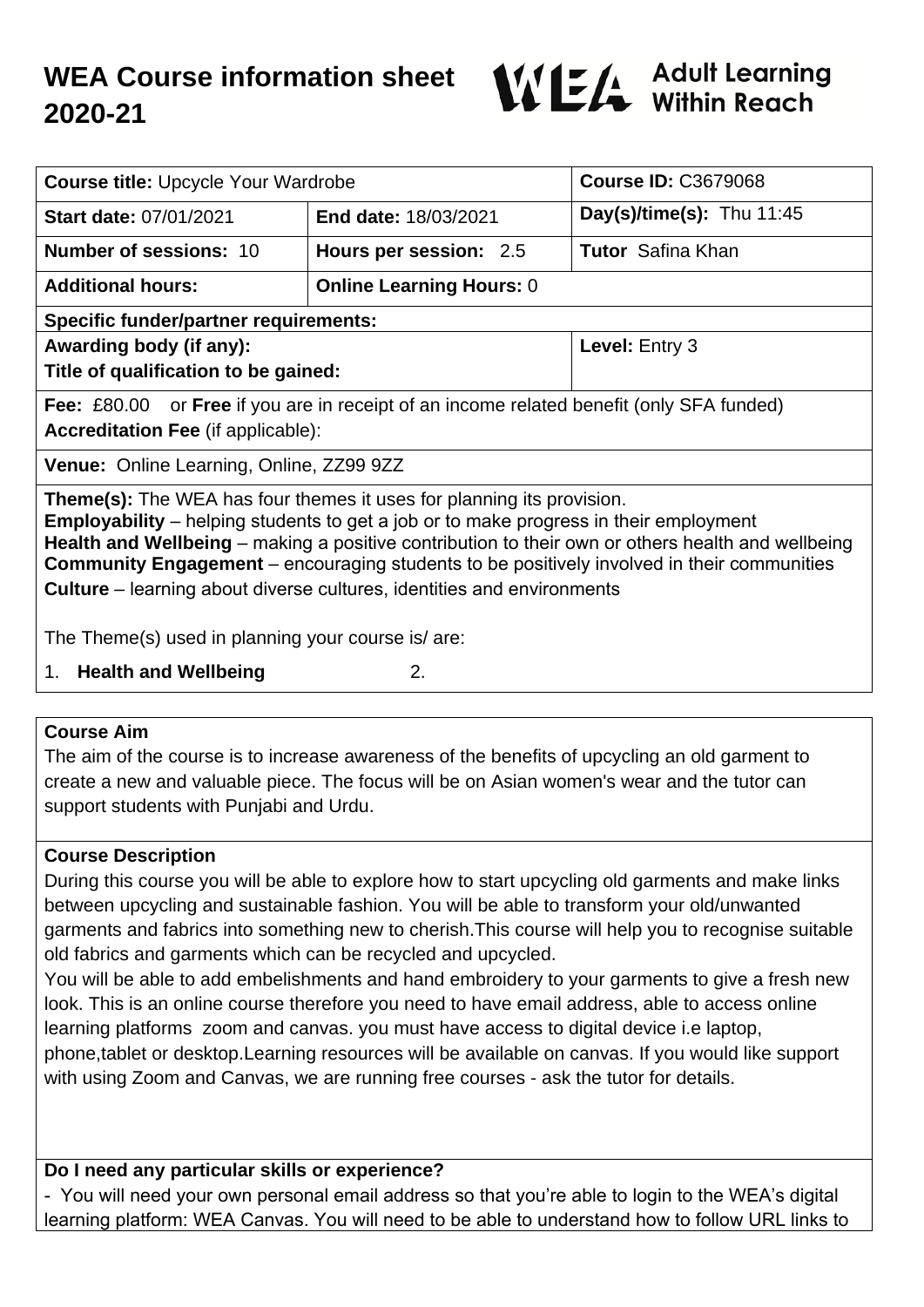# WEA Course information sheet 2020-21

WEA Adult Learning Within Reach

| **Course title:** Upcycle Your Wardrobe | | **Course ID:** C3679068 |
|---|---|---|
| **Start date:** 07/01/2021 | **End date:** 18/03/2021 | **Day(s)/time(s):** Thu 11:45 |
| **Number of sessions:** 10 | **Hours per session:** 2.5 | **Tutor** Safina Khan |
| **Additional hours:** | **Online Learning Hours:** 0 | |
| **Specific funder/partner requirements:** | | |
| **Awarding body (if any):**<br>**Title of qualification to be gained:** | | **Level:** Entry 3 |
| **Fee:** £80.00 or **Free** if you are in receipt of an income related benefit (only SFA funded)<br>**Accreditation Fee** (if applicable): | | |
| **Venue:** Online Learning, Online, ZZ99 9ZZ | | |

**Theme(s):** The WEA has four themes it uses for planning its provision.
**Employability** – helping students to get a job or to make progress in their employment
**Health and Wellbeing** – making a positive contribution to their own or others health and wellbeing
**Community Engagement** – encouraging students to be positively involved in their communities
**Culture** – learning about diverse cultures, identities and environments

The Theme(s) used in planning your course is/ are:

1. **Health and Wellbeing** 2.

## Course Aim

The aim of the course is to increase awareness of the benefits of upcycling an old garment to create a new and valuable piece. The focus will be on Asian women's wear and the tutor can support students with Punjabi and Urdu.

## Course Description

During this course you will be able to explore how to start upcycling old garments and make links between upcycling and sustainable fashion. You will be able to transform your old/unwanted garments and fabrics into something new to cherish.This course will help you to recognise suitable old fabrics and garments which can be recycled and upcycled.
You will be able to add embelishments and hand embroidery to your garments to give a fresh new look. This is an online course therefore you need to have email address, able to access online learning platforms zoom and canvas. you must have access to digital device i.e laptop, phone,tablet or desktop.Learning resources will be available on canvas. If you would like support with using Zoom and Canvas, we are running free courses - ask the tutor for details.

## Do I need any particular skills or experience?

- You will need your own personal email address so that you're able to login to the WEA's digital learning platform: WEA Canvas. You will need to be able to understand how to follow URL links to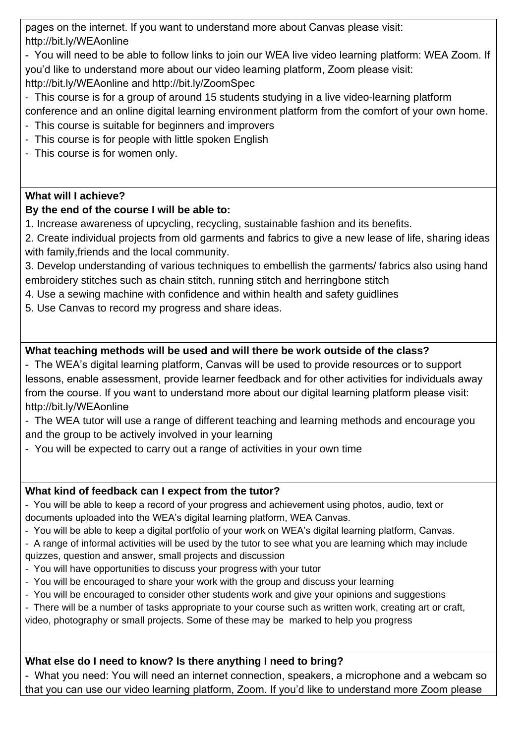pages on the internet. If you want to understand more about Canvas please visit: http://bit.ly/WEAonline

- You will need to be able to follow links to join our WEA live video learning platform: WEA Zoom. If you'd like to understand more about our video learning platform, Zoom please visit: http://bit.ly/WEAonline and http://bit.ly/ZoomSpec
- This course is for a group of around 15 students studying in a live video-learning platform conference and an online digital learning environment platform from the comfort of your own home.
- This course is suitable for beginners and improvers
- This course is for people with little spoken English
- This course is for women only.

**What will I achieve?**

**By the end of the course I will be able to:**

1. Increase awareness of upcycling, recycling, sustainable fashion and its benefits.
2. Create individual projects from old garments and fabrics to give a new lease of life, sharing ideas with family,friends and the local community.
3. Develop understanding of various techniques to embellish the garments/ fabrics also using hand embroidery stitches such as chain stitch, running stitch and herringbone stitch
4. Use a sewing machine with confidence and within health and safety guidlines
5. Use Canvas to record my progress and share ideas.

**What teaching methods will be used and will there be work outside of the class?**

- The WEA's digital learning platform, Canvas will be used to provide resources or to support lessons, enable assessment, provide learner feedback and for other activities for individuals away from the course. If you want to understand more about our digital learning platform please visit: http://bit.ly/WEAonline
- The WEA tutor will use a range of different teaching and learning methods and encourage you and the group to be actively involved in your learning
- You will be expected to carry out a range of activities in your own time

**What kind of feedback can I expect from the tutor?**

- You will be able to keep a record of your progress and achievement using photos, audio, text or documents uploaded into the WEA's digital learning platform, WEA Canvas.
- You will be able to keep a digital portfolio of your work on WEA's digital learning platform, Canvas.
- A range of informal activities will be used by the tutor to see what you are learning which may include quizzes, question and answer, small projects and discussion
- You will have opportunities to discuss your progress with your tutor
- You will be encouraged to share your work with the group and discuss your learning
- You will be encouraged to consider other students work and give your opinions and suggestions
- There will be a number of tasks appropriate to your course such as written work, creating art or craft, video, photography or small projects. Some of these may be marked to help you progress

**What else do I need to know? Is there anything I need to bring?**

- What you need: You will need an internet connection, speakers, a microphone and a webcam so that you can use our video learning platform, Zoom. If you'd like to understand more Zoom please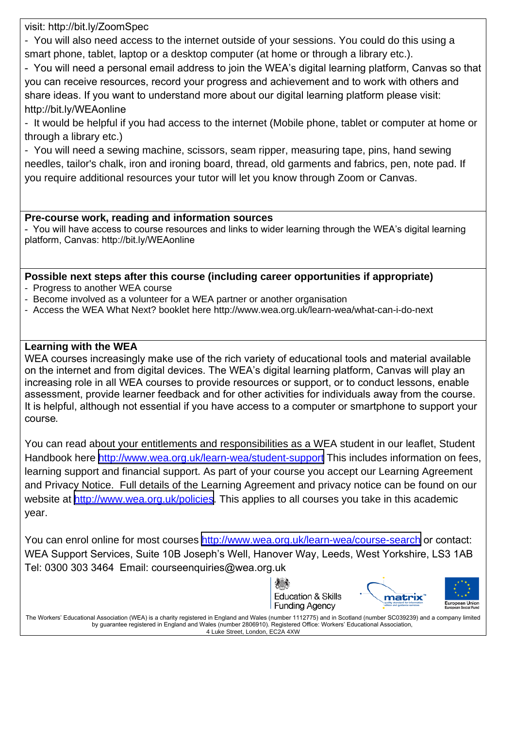visit: http://bit.ly/ZoomSpec

- You will also need access to the internet outside of your sessions. You could do this using a smart phone, tablet, laptop or a desktop computer (at home or through a library etc.).
- You will need a personal email address to join the WEA's digital learning platform, Canvas so that you can receive resources, record your progress and achievement and to work with others and share ideas. If you want to understand more about our digital learning platform please visit: http://bit.ly/WEAonline
- It would be helpful if you had access to the internet (Mobile phone, tablet or computer at home or through a library etc.)
- You will need a sewing machine, scissors, seam ripper, measuring tape, pins, hand sewing needles, tailor's chalk, iron and ironing board, thread, old garments and fabrics, pen, note pad. If you require additional resources your tutor will let you know through Zoom or Canvas.

**Pre-course work, reading and information sources**

- You will have access to course resources and links to wider learning through the WEA's digital learning platform, Canvas: http://bit.ly/WEAonline

**Possible next steps after this course (including career opportunities if appropriate)**

- Progress to another WEA course
- Become involved as a volunteer for a WEA partner or another organisation
- Access the WEA What Next? booklet here http://www.wea.org.uk/learn-wea/what-can-i-do-next

**Learning with the WEA**

WEA courses increasingly make use of the rich variety of educational tools and material available on the internet and from digital devices. The WEA's digital learning platform, Canvas will play an increasing role in all WEA courses to provide resources or support, or to conduct lessons, enable assessment, provide learner feedback and for other activities for individuals away from the course. It is helpful, although not essential if you have access to a computer or smartphone to support your course.

You can read about your entitlements and responsibilities as a WEA student in our leaflet, Student Handbook here http://www.wea.org.uk/learn-wea/student-support This includes information on fees, learning support and financial support. As part of your course you accept our Learning Agreement and Privacy Notice. Full details of the Learning Agreement and privacy notice can be found on our website at http://www.wea.org.uk/policies. This applies to all courses you take in this academic year.

You can enrol online for most courses http://www.wea.org.uk/learn-wea/course-search or contact:
WEA Support Services, Suite 10B Joseph's Well, Hanover Way, Leeds, West Yorkshire, LS3 1AB
Tel: 0300 303 3464 Email: courseenquiries@wea.org.uk

Education & Skills Funding Agency

matrix

European Union European Social Fund

The Workers' Educational Association (WEA) is a charity registered in England and Wales (number 1112775) and in Scotland (number SC039239) and a company limited by guarantee registered in England and Wales (number 2806910). Registered Office: Workers' Educational Association, 4 Luke Street, London, EC2A 4XW